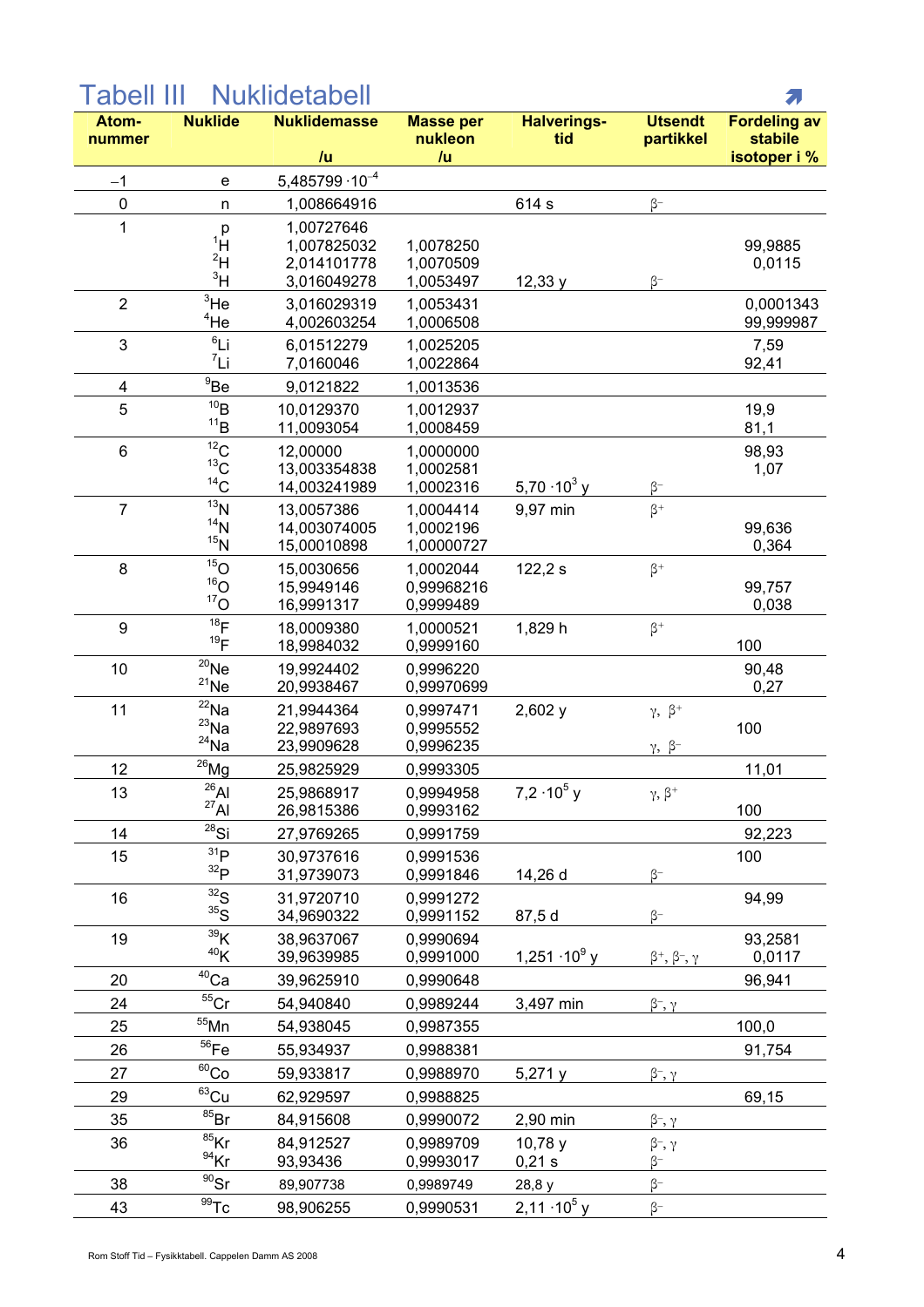# Tabell III Nuklidetabell

| Atom-nummer | Nuklide | Nuklidemasse /u | Masse per nukleon /u | Halverings-tid | Utsendt partikkel | Fordeling av stabile isotoper i % |
|---|---|---|---|---|---|---|
| −1 | e | $5{,}485799 \cdot 10^{-4}$ | | | | |
| 0 | n | 1,008664916 | | 614 s | $\beta^-$ | |
| 1 | p | 1,00727646 | | | | |
| | $^{1}$H | 1,007825032 | 1,0078250 | | | 99,9885 |
| | $^{2}$H | 2,014101778 | 1,0070509 | | | 0,0115 |
| | $^{3}$H | 3,016049278 | 1,0053497 | 12,33 y | $\beta^-$ | |
| 2 | $^{3}$He | 3,016029319 | 1,0053431 | | | 0,0001343 |
| | $^{4}$He | 4,002603254 | 1,0006508 | | | 99,999987 |
| 3 | $^{6}$Li | 6,01512279 | 1,0025205 | | | 7,59 |
| | $^{7}$Li | 7,0160046 | 1,0022864 | | | 92,41 |
| 4 | $^{9}$Be | 9,0121822 | 1,0013536 | | | |
| 5 | $^{10}$B | 10,0129370 | 1,0012937 | | | 19,9 |
| | $^{11}$B | 11,0093054 | 1,0008459 | | | 81,1 |
| 6 | $^{12}$C | 12,00000 | 1,0000000 | | | 98,93 |
| | $^{13}$C | 13,003354838 | 1,0002581 | | | 1,07 |
| | $^{14}$C | 14,003241989 | 1,0002316 | $5{,}70 \cdot 10^{3}$ y | $\beta^-$ | |
| 7 | $^{13}$N | 13,0057386 | 1,0004414 | 9,97 min | $\beta^+$ | |
| | $^{14}$N | 14,003074005 | 1,0002196 | | | 99,636 |
| | $^{15}$N | 15,00010898 | 1,00000727 | | | 0,364 |
| 8 | $^{15}$O | 15,0030656 | 1,0002044 | 122,2 s | $\beta^+$ | |
| | $^{16}$O | 15,9949146 | 0,99968216 | | | 99,757 |
| | $^{17}$O | 16,9991317 | 0,9999489 | | | 0,038 |
| 9 | $^{18}$F | 18,0009380 | 1,0000521 | 1,829 h | $\beta^+$ | |
| | $^{19}$F | 18,9984032 | 0,9999160 | | | 100 |
| 10 | $^{20}$Ne | 19,9924402 | 0,9996220 | | | 90,48 |
| | $^{21}$Ne | 20,9938467 | 0,99970699 | | | 0,27 |
| 11 | $^{22}$Na | 21,9944364 | 0,9997471 | 2,602 y | $\gamma$, $\beta^+$ | |
| | $^{23}$Na | 22,9897693 | 0,9995552 | | | 100 |
| | $^{24}$Na | 23,9909628 | 0,9996235 | | $\gamma$, $\beta^-$ | |
| 12 | $^{26}$Mg | 25,9825929 | 0,9993305 | | | 11,01 |
| 13 | $^{26}$Al | 25,9868917 | 0,9994958 | $7{,}2 \cdot 10^{5}$ y | $\gamma$, $\beta^+$ | |
| | $^{27}$Al | 26,9815386 | 0,9993162 | | | 100 |
| 14 | $^{28}$Si | 27,9769265 | 0,9991759 | | | 92,223 |
| 15 | $^{31}$P | 30,9737616 | 0,9991536 | | | 100 |
| | $^{32}$P | 31,9739073 | 0,9991846 | 14,26 d | $\beta^-$ | |
| 16 | $^{32}$S | 31,9720710 | 0,9991272 | | | 94,99 |
| | $^{35}$S | 34,9690322 | 0,9991152 | 87,5 d | $\beta^-$ | |
| 19 | $^{39}$K | 38,9637067 | 0,9990694 | | | 93,2581 |
| | $^{40}$K | 39,9639985 | 0,9991000 | $1{,}251 \cdot 10^{9}$ y | $\beta^+$, $\beta^-$, $\gamma$ | 0,0117 |
| 20 | $^{40}$Ca | 39,9625910 | 0,9990648 | | | 96,941 |
| 24 | $^{55}$Cr | 54,940840 | 0,9989244 | 3,497 min | $\beta^-$, $\gamma$ | |
| 25 | $^{55}$Mn | 54,938045 | 0,9987355 | | | 100,0 |
| 26 | $^{56}$Fe | 55,934937 | 0,9988381 | | | 91,754 |
| 27 | $^{60}$Co | 59,933817 | 0,9988970 | 5,271 y | $\beta^-$, $\gamma$ | |
| 29 | $^{63}$Cu | 62,929597 | 0,9988825 | | | 69,15 |
| 35 | $^{85}$Br | 84,915608 | 0,9990072 | 2,90 min | $\beta^-$, $\gamma$ | |
| 36 | $^{85}$Kr | 84,912527 | 0,9989709 | 10,78 y | $\beta^-$, $\gamma$ | |
| | $^{94}$Kr | 93,93436 | 0,9993017 | 0,21 s | $\beta^-$ | |
| 38 | $^{90}$Sr | 89,907738 | 0,9989749 | 28,8 y | $\beta^-$ | |
| 43 | $^{99}$Tc | 98,906255 | 0,9990531 | $2{,}11 \cdot 10^{5}$ y | $\beta^-$ | |

Rom Stoff Tid – Fysikktabell. Cappelen Damm AS 2008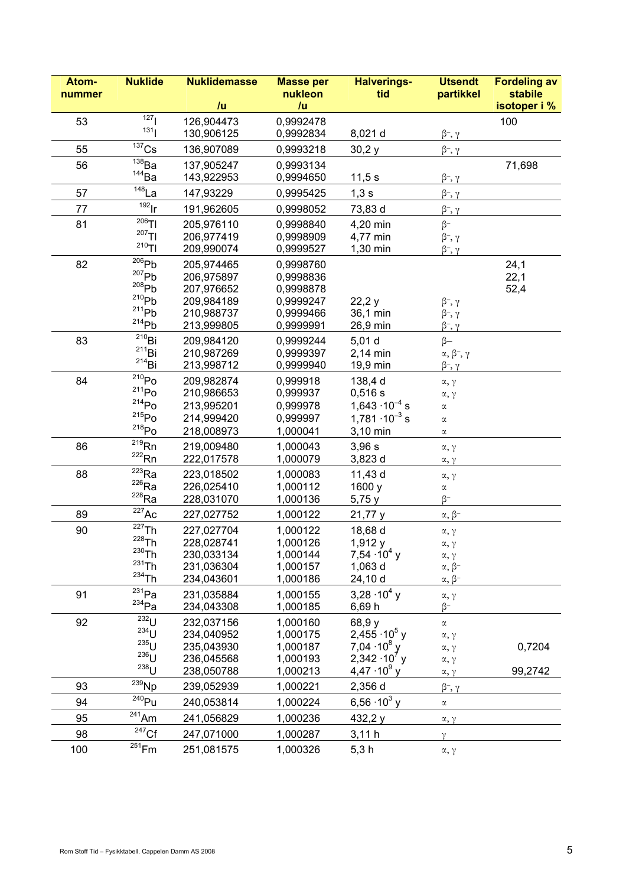| Atom-nummer | Nuklide | Nuklidemasse /u | Masse per nukleon /u | Halverings-tid | Utsendt partikkel | Fordeling av stabile isotoper i % |
|---|---|---|---|---|---|---|
| 53 | $^{127}I$ | 126,904473 | 0,9992478 | | | 100 |
| | $^{131}I$ | 130,906125 | 0,9992834 | 8,021 d | $\beta^-, \gamma$ | |
| 55 | $^{137}Cs$ | 136,907089 | 0,9993218 | 30,2 y | $\beta^-, \gamma$ | |
| 56 | $^{138}Ba$ | 137,905247 | 0,9993134 | | | 71,698 |
| | $^{144}Ba$ | 143,922953 | 0,9994650 | 11,5 s | $\beta^-, \gamma$ | |
| 57 | $^{148}La$ | 147,93229 | 0,9995425 | 1,3 s | $\beta^-, \gamma$ | |
| 77 | $^{192}Ir$ | 191,962605 | 0,9998052 | 73,83 d | $\beta^-, \gamma$ | |
| 81 | $^{206}Tl$ | 205,976110 | 0,9998840 | 4,20 min | $\beta^-$ | |
| | $^{207}Tl$ | 206,977419 | 0,9998909 | 4,77 min | $\beta^-, \gamma$ | |
| | $^{210}Tl$ | 209,990074 | 0,9999527 | 1,30 min | $\beta^-, \gamma$ | |
| 82 | $^{206}Pb$ | 205,974465 | 0,9998760 | | | 24,1 |
| | $^{207}Pb$ | 206,975897 | 0,9998836 | | | 22,1 |
| | $^{208}Pb$ | 207,976652 | 0,9998878 | | | 52,4 |
| | $^{210}Pb$ | 209,984189 | 0,9999247 | 22,2 y | $\beta^-, \gamma$ | |
| | $^{211}Pb$ | 210,988737 | 0,9999466 | 36,1 min | $\beta^-, \gamma$ | |
| | $^{214}Pb$ | 213,999805 | 0,9999991 | 26,9 min | $\beta^-, \gamma$ | |
| 83 | $^{210}Bi$ | 209,984120 | 0,9999244 | 5,01 d | $\beta^-$ | |
| | $^{211}Bi$ | 210,987269 | 0,9999397 | 2,14 min | $\alpha, \beta^-, \gamma$ | |
| | $^{214}Bi$ | 213,998712 | 0,9999940 | 19,9 min | $\beta^-, \gamma$ | |
| 84 | $^{210}Po$ | 209,982874 | 0,999918 | 138,4 d | $\alpha, \gamma$ | |
| | $^{211}Po$ | 210,986653 | 0,999937 | 0,516 s | $\alpha, \gamma$ | |
| | $^{214}Po$ | 213,995201 | 0,999978 | $1{,}643 \cdot 10^{-4}$ s | $\alpha$ | |
| | $^{215}Po$ | 214,999420 | 0,999997 | $1{,}781 \cdot 10^{-3}$ s | $\alpha$ | |
| | $^{218}Po$ | 218,008973 | 1,000041 | 3,10 min | $\alpha$ | |
| 86 | $^{219}Rn$ | 219,009480 | 1,000043 | 3,96 s | $\alpha, \gamma$ | |
| | $^{222}Rn$ | 222,017578 | 1,000079 | 3,823 d | $\alpha, \gamma$ | |
| 88 | $^{223}Ra$ | 223,018502 | 1,000083 | 11,43 d | $\alpha, \gamma$ | |
| | $^{226}Ra$ | 226,025410 | 1,000112 | 1600 y | $\alpha$ | |
| | $^{228}Ra$ | 228,031070 | 1,000136 | 5,75 y | $\beta^-$ | |
| 89 | $^{227}Ac$ | 227,027752 | 1,000122 | 21,77 y | $\alpha, \beta^-$ | |
| 90 | $^{227}Th$ | 227,027704 | 1,000122 | 18,68 d | $\alpha, \gamma$ | |
| | $^{228}Th$ | 228,028741 | 1,000126 | 1,912 y | $\alpha, \gamma$ | |
| | $^{230}Th$ | 230,033134 | 1,000144 | $7{,}54 \cdot 10^{4}$ y | $\alpha, \gamma$ | |
| | $^{231}Th$ | 231,036304 | 1,000157 | 1,063 d | $\alpha, \beta^-$ | |
| | $^{234}Th$ | 234,043601 | 1,000186 | 24,10 d | $\alpha, \beta^-$ | |
| 91 | $^{231}Pa$ | 231,035884 | 1,000155 | $3{,}28 \cdot 10^{4}$ y | $\alpha, \gamma$ | |
| | $^{234}Pa$ | 234,043308 | 1,000185 | 6,69 h | $\beta^-$ | |
| 92 | $^{232}U$ | 232,037156 | 1,000160 | 68,9 y | $\alpha$ | |
| | $^{234}U$ | 234,040952 | 1,000175 | $2{,}455 \cdot 10^{5}$ y | $\alpha, \gamma$ | |
| | $^{235}U$ | 235,043930 | 1,000187 | $7{,}04 \cdot 10^{8}$ y | $\alpha, \gamma$ | 0,7204 |
| | $^{236}U$ | 236,045568 | 1,000193 | $2{,}342 \cdot 10^{7}$ y | $\alpha, \gamma$ | |
| | $^{238}U$ | 238,050788 | 1,000213 | $4{,}47 \cdot 10^{9}$ y | $\alpha, \gamma$ | 99,2742 |
| 93 | $^{239}Np$ | 239,052939 | 1,000221 | 2,356 d | $\beta^-, \gamma$ | |
| 94 | $^{240}Pu$ | 240,053814 | 1,000224 | $6{,}56 \cdot 10^{3}$ y | $\alpha$ | |
| 95 | $^{241}Am$ | 241,056829 | 1,000236 | 432,2 y | $\alpha, \gamma$ | |
| 98 | $^{247}Cf$ | 247,071000 | 1,000287 | 3,11 h | $\gamma$ | |
| 100 | $^{251}Fm$ | 251,081575 | 1,000326 | 5,3 h | $\alpha, \gamma$ | |

Rom Stoff Tid – Fysikktabell. Cappelen Damm AS 2008